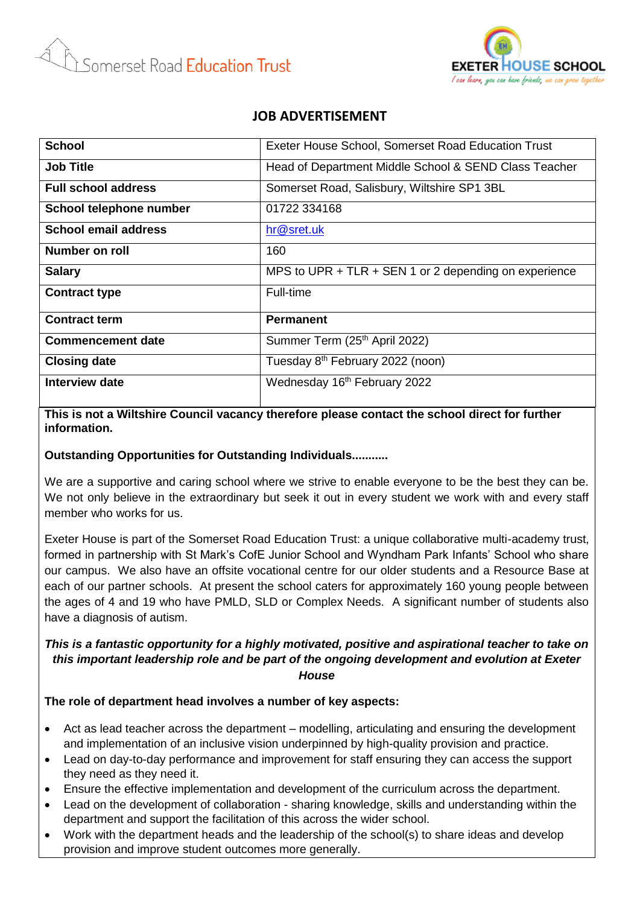Somerset Road Education Trust

EXETER HOUSE SCHOOL
I can learn, you can have friends, we can grow together

## JOB ADVERTISEMENT

| **School** | Exeter House School, Somerset Road Education Trust |
|---|---|
| **Job Title** | Head of Department Middle School & SEND Class Teacher |
| **Full school address** | Somerset Road, Salisbury, Wiltshire SP1 3BL |
| **School telephone number** | 01722 334168 |
| **School email address** | hr@sret.uk |
| **Number on roll** | 160 |
| **Salary** | MPS to UPR + TLR + SEN 1 or 2 depending on experience |
| **Contract type** | Full-time |
| **Contract term** | **Permanent** |
| **Commencement date** | Summer Term (25th April 2022) |
| **Closing date** | Tuesday 8th February 2022 (noon) |
| **Interview date** | Wednesday 16th February 2022 |

**This is not a Wiltshire Council vacancy therefore please contact the school direct for further information.**

**Outstanding Opportunities for Outstanding Individuals..........**

We are a supportive and caring school where we strive to enable everyone to be the best they can be. We not only believe in the extraordinary but seek it out in every student we work with and every staff member who works for us.

Exeter House is part of the Somerset Road Education Trust: a unique collaborative multi-academy trust, formed in partnership with St Mark's CofE Junior School and Wyndham Park Infants' School who share our campus. We also have an offsite vocational centre for our older students and a Resource Base at each of our partner schools. At present the school caters for approximately 160 young people between the ages of 4 and 19 who have PMLD, SLD or Complex Needs. A significant number of students also have a diagnosis of autism.

***This is a fantastic opportunity for a highly motivated, positive and aspirational teacher to take on this important leadership role and be part of the ongoing development and evolution at Exeter House***

**The role of department head involves a number of key aspects:**

- Act as lead teacher across the department – modelling, articulating and ensuring the development and implementation of an inclusive vision underpinned by high-quality provision and practice.
- Lead on day-to-day performance and improvement for staff ensuring they can access the support they need as they need it.
- Ensure the effective implementation and development of the curriculum across the department.
- Lead on the development of collaboration - sharing knowledge, skills and understanding within the department and support the facilitation of this across the wider school.
- Work with the department heads and the leadership of the school(s) to share ideas and develop provision and improve student outcomes more generally.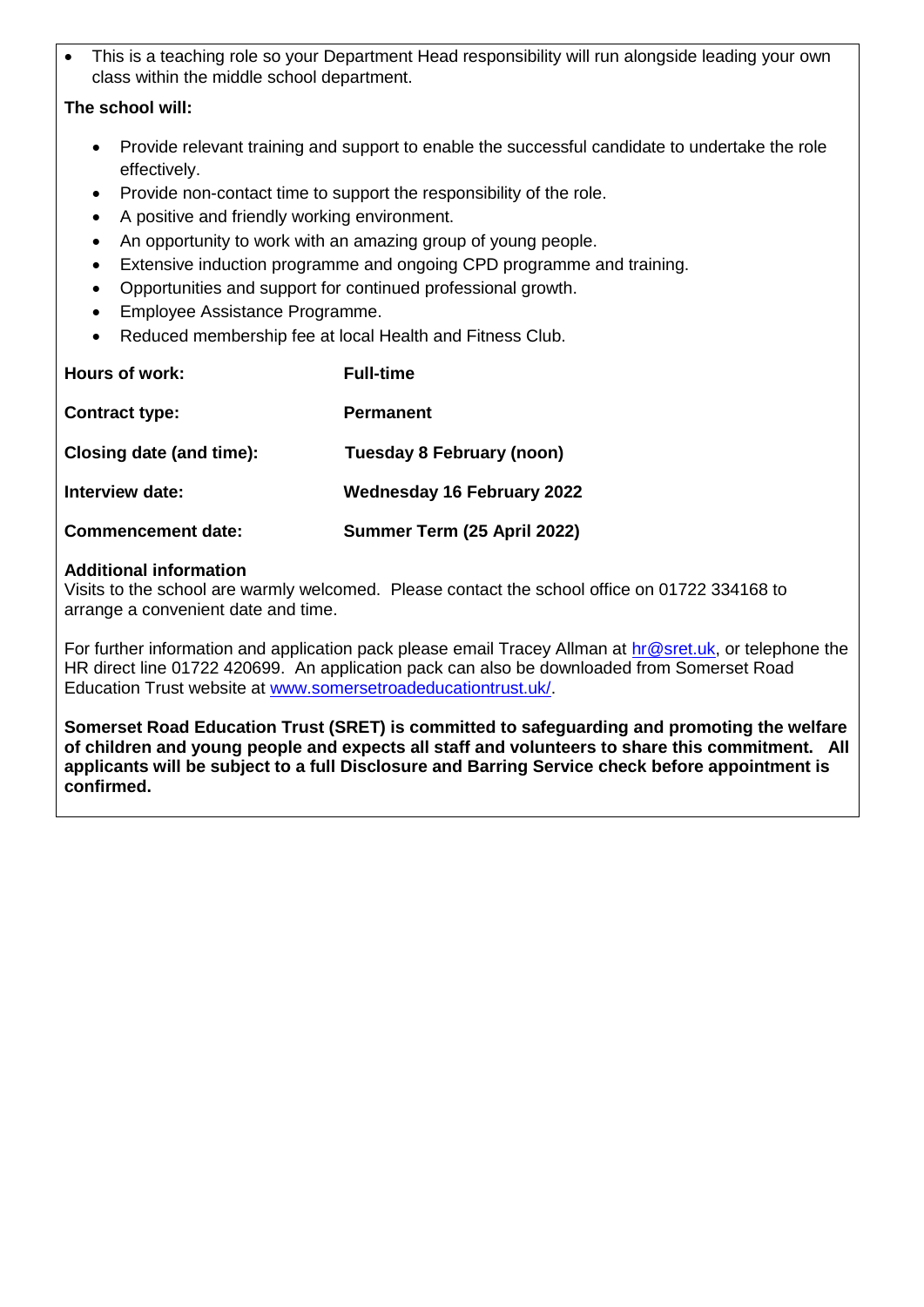- This is a teaching role so your Department Head responsibility will run alongside leading your own class within the middle school department.

**The school will:**

- Provide relevant training and support to enable the successful candidate to undertake the role effectively.
- Provide non-contact time to support the responsibility of the role.
- A positive and friendly working environment.
- An opportunity to work with an amazing group of young people.
- Extensive induction programme and ongoing CPD programme and training.
- Opportunities and support for continued professional growth.
- Employee Assistance Programme.
- Reduced membership fee at local Health and Fitness Club.

| | |
|---|---|
| **Hours of work:** | **Full-time** |
| **Contract type:** | **Permanent** |
| **Closing date (and time):** | **Tuesday 8 February (noon)** |
| **Interview date:** | **Wednesday 16 February 2022** |
| **Commencement date:** | **Summer Term (25 April 2022)** |

**Additional information**

Visits to the school are warmly welcomed. Please contact the school office on 01722 334168 to arrange a convenient date and time.

For further information and application pack please email Tracey Allman at hr@sret.uk, or telephone the HR direct line 01722 420699. An application pack can also be downloaded from Somerset Road Education Trust website at www.somersetroadeducationtrust.uk/.

**Somerset Road Education Trust (SRET) is committed to safeguarding and promoting the welfare of children and young people and expects all staff and volunteers to share this commitment. All applicants will be subject to a full Disclosure and Barring Service check before appointment is confirmed.**